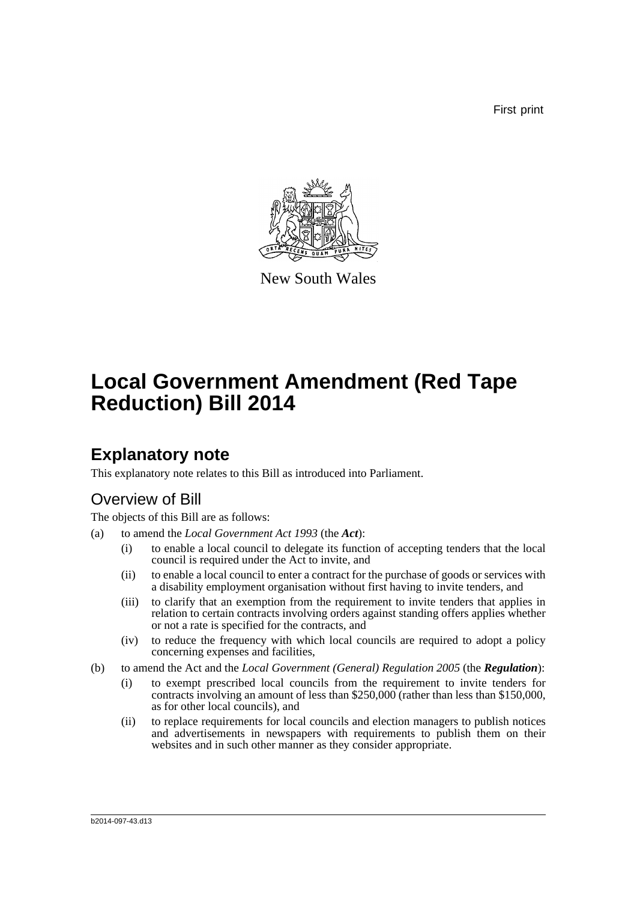First print

New South Wales

# Local Government Amendment (Red Tape Reduction) Bill 2014

## Explanatory note

This explanatory note relates to this Bill as introduced into Parliament.

### Overview of Bill

The objects of this Bill are as follows:

(a) to amend the *Local Government Act 1993* (the ***Act***):

  (i) to enable a local council to delegate its function of accepting tenders that the local council is required under the Act to invite, and

  (ii) to enable a local council to enter a contract for the purchase of goods or services with a disability employment organisation without first having to invite tenders, and

  (iii) to clarify that an exemption from the requirement to invite tenders that applies in relation to certain contracts involving orders against standing offers applies whether or not a rate is specified for the contracts, and

  (iv) to reduce the frequency with which local councils are required to adopt a policy concerning expenses and facilities,

(b) to amend the Act and the *Local Government (General) Regulation 2005* (the ***Regulation***):

  (i) to exempt prescribed local councils from the requirement to invite tenders for contracts involving an amount of less than $250,000 (rather than less than $150,000, as for other local councils), and

  (ii) to replace requirements for local councils and election managers to publish notices and advertisements in newspapers with requirements to publish them on their websites and in such other manner as they consider appropriate.

b2014-097-43.d13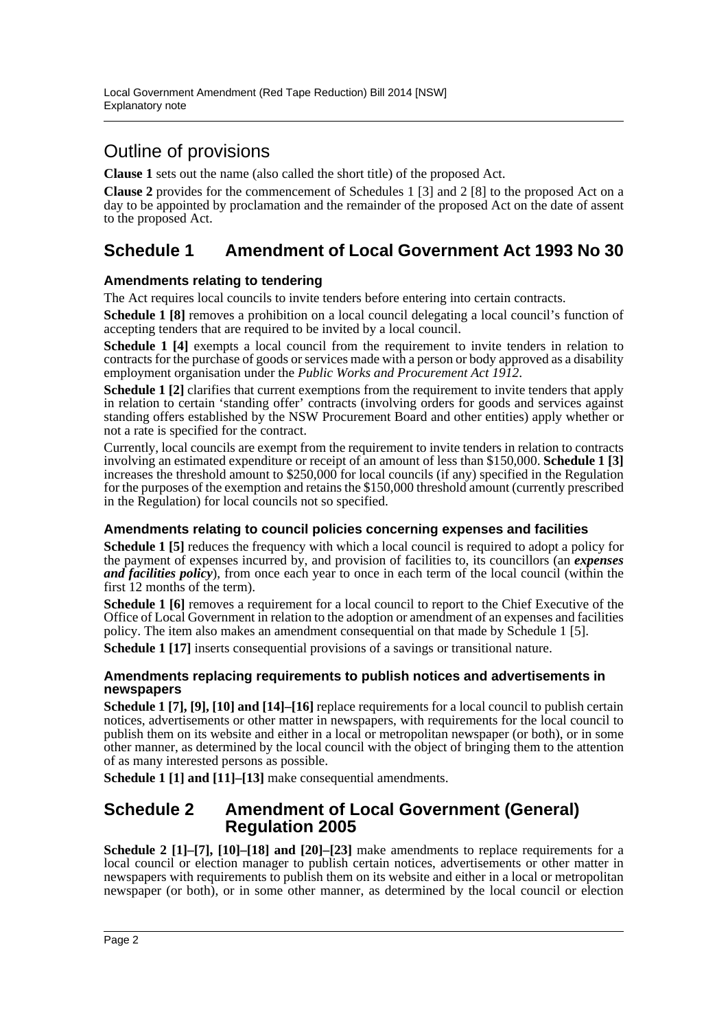# Outline of provisions

**Clause 1** sets out the name (also called the short title) of the proposed Act.

**Clause 2** provides for the commencement of Schedules 1 [3] and 2 [8] to the proposed Act on a day to be appointed by proclamation and the remainder of the proposed Act on the date of assent to the proposed Act.

## Schedule 1 Amendment of Local Government Act 1993 No 30

### Amendments relating to tendering

The Act requires local councils to invite tenders before entering into certain contracts.

**Schedule 1 [8]** removes a prohibition on a local council delegating a local council's function of accepting tenders that are required to be invited by a local council.

**Schedule 1 [4]** exempts a local council from the requirement to invite tenders in relation to contracts for the purchase of goods or services made with a person or body approved as a disability employment organisation under the *Public Works and Procurement Act 1912*.

**Schedule 1 [2]** clarifies that current exemptions from the requirement to invite tenders that apply in relation to certain 'standing offer' contracts (involving orders for goods and services against standing offers established by the NSW Procurement Board and other entities) apply whether or not a rate is specified for the contract.

Currently, local councils are exempt from the requirement to invite tenders in relation to contracts involving an estimated expenditure or receipt of an amount of less than $150,000. **Schedule 1 [3]** increases the threshold amount to $250,000 for local councils (if any) specified in the Regulation for the purposes of the exemption and retains the $150,000 threshold amount (currently prescribed in the Regulation) for local councils not so specified.

### Amendments relating to council policies concerning expenses and facilities

**Schedule 1 [5]** reduces the frequency with which a local council is required to adopt a policy for the payment of expenses incurred by, and provision of facilities to, its councillors (an ***expenses and facilities policy***), from once each year to once in each term of the local council (within the first 12 months of the term).

**Schedule 1 [6]** removes a requirement for a local council to report to the Chief Executive of the Office of Local Government in relation to the adoption or amendment of an expenses and facilities policy. The item also makes an amendment consequential on that made by Schedule 1 [5].

**Schedule 1 [17]** inserts consequential provisions of a savings or transitional nature.

### Amendments replacing requirements to publish notices and advertisements in newspapers

**Schedule 1 [7], [9], [10] and [14]–[16]** replace requirements for a local council to publish certain notices, advertisements or other matter in newspapers, with requirements for the local council to publish them on its website and either in a local or metropolitan newspaper (or both), or in some other manner, as determined by the local council with the object of bringing them to the attention of as many interested persons as possible.

**Schedule 1 [1] and [11]–[13]** make consequential amendments.

## Schedule 2 Amendment of Local Government (General) Regulation 2005

**Schedule 2 [1]–[7], [10]–[18] and [20]–[23]** make amendments to replace requirements for a local council or election manager to publish certain notices, advertisements or other matter in newspapers with requirements to publish them on its website and either in a local or metropolitan newspaper (or both), or in some other manner, as determined by the local council or election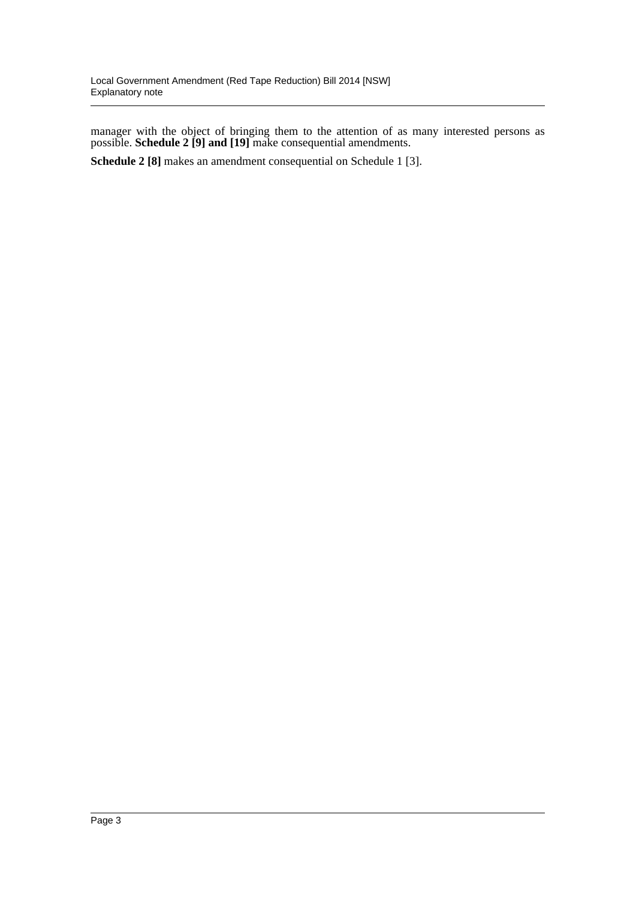manager with the object of bringing them to the attention of as many interested persons as possible. **Schedule 2 [9] and [19]** make consequential amendments.

**Schedule 2 [8]** makes an amendment consequential on Schedule 1 [3].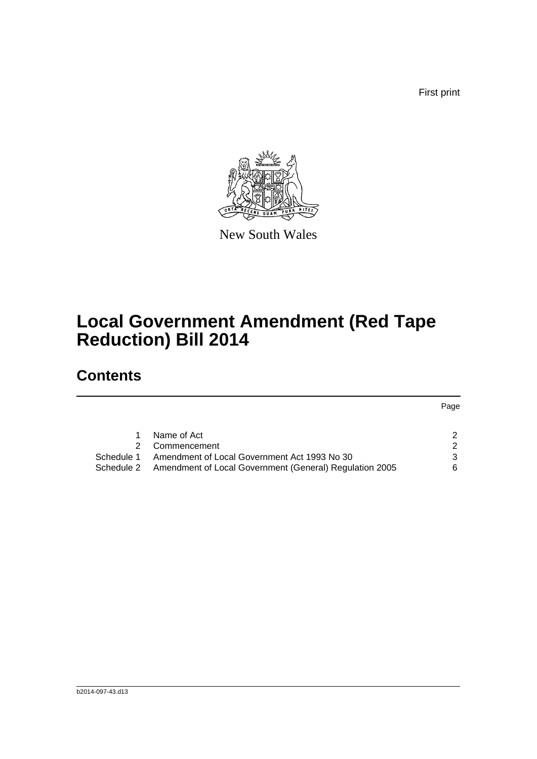First print

New South Wales

# Local Government Amendment (Red Tape Reduction) Bill 2014

## Contents

| | | Page |
|---|---|---|
| 1 | Name of Act | 2 |
| 2 | Commencement | 2 |
| Schedule 1 | Amendment of Local Government Act 1993 No 30 | 3 |
| Schedule 2 | Amendment of Local Government (General) Regulation 2005 | 6 |

b2014-097-43.d13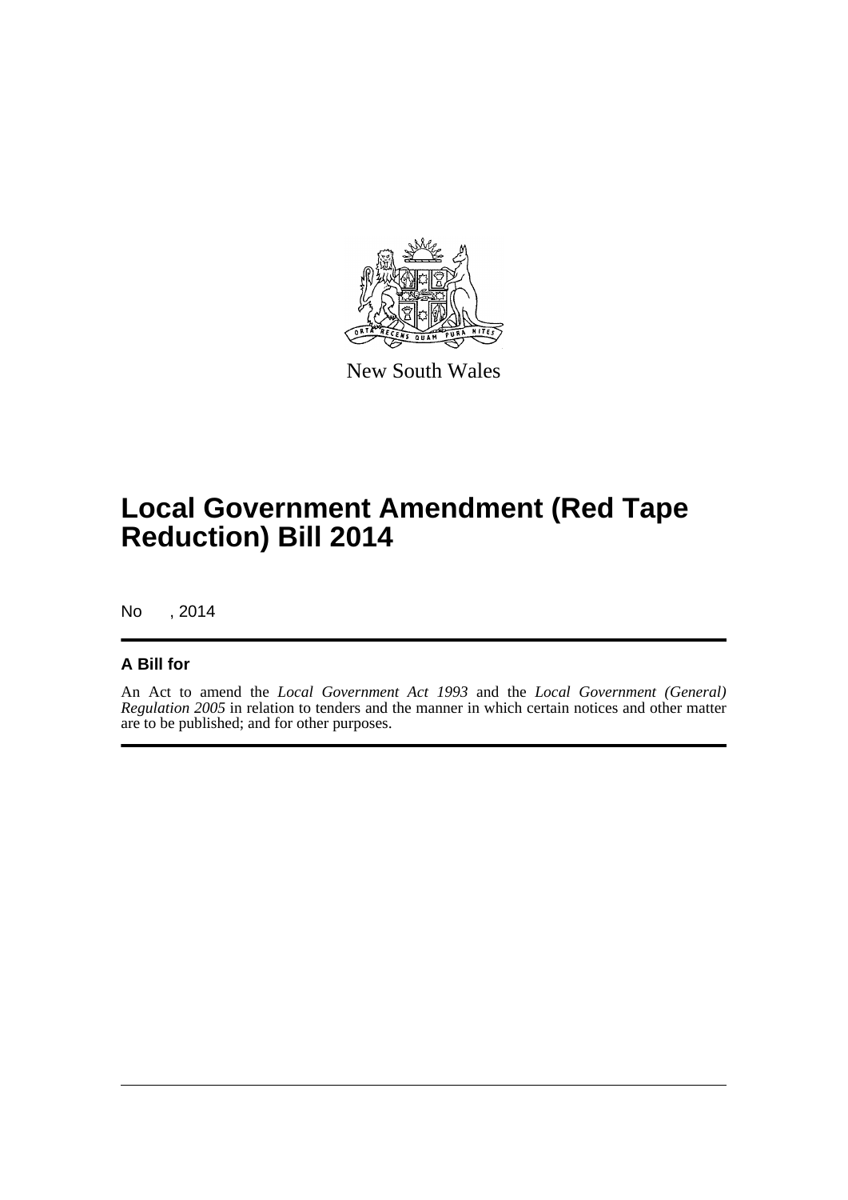New South Wales

# Local Government Amendment (Red Tape Reduction) Bill 2014

No , 2014

## A Bill for

An Act to amend the *Local Government Act 1993* and the *Local Government (General) Regulation 2005* in relation to tenders and the manner in which certain notices and other matter are to be published; and for other purposes.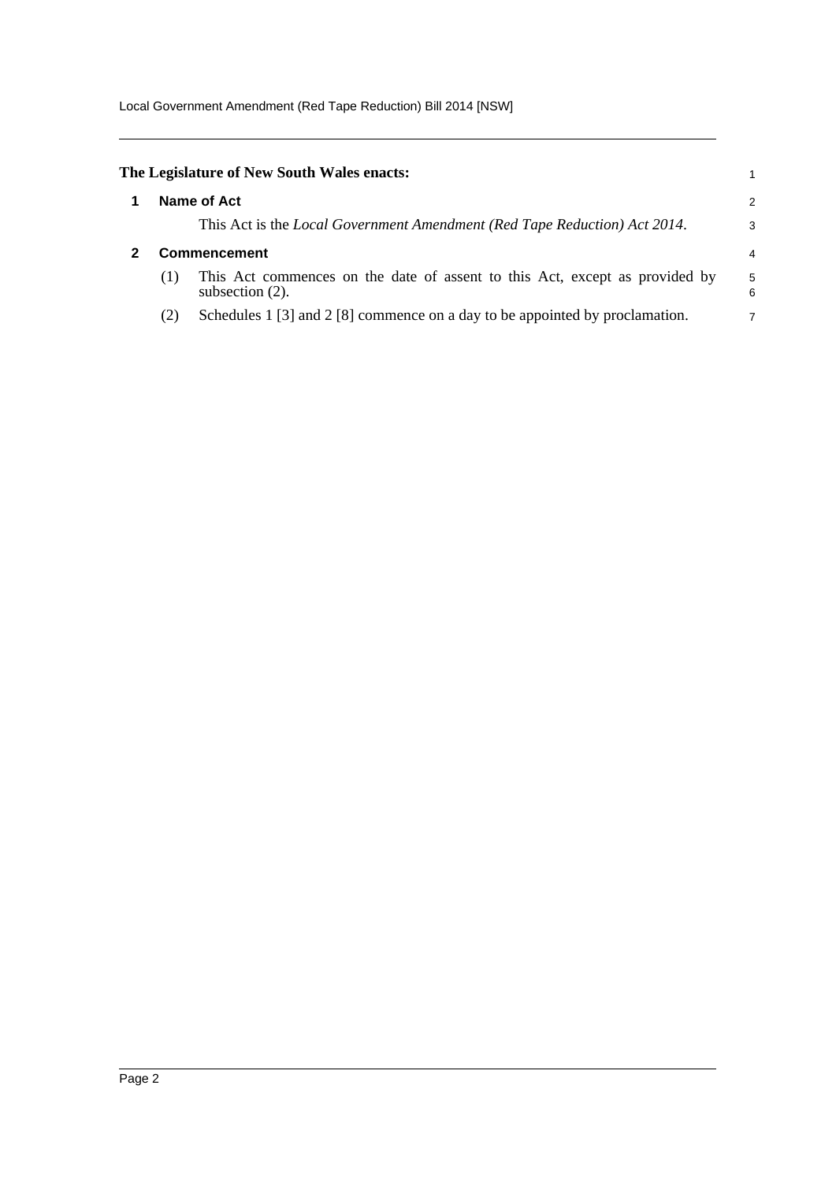**The Legislature of New South Wales enacts:**

## 1 Name of Act

This Act is the *Local Government Amendment (Red Tape Reduction) Act 2014*.

## 2 Commencement

(1) This Act commences on the date of assent to this Act, except as provided by subsection (2).

(2) Schedules 1 [3] and 2 [8] commence on a day to be appointed by proclamation.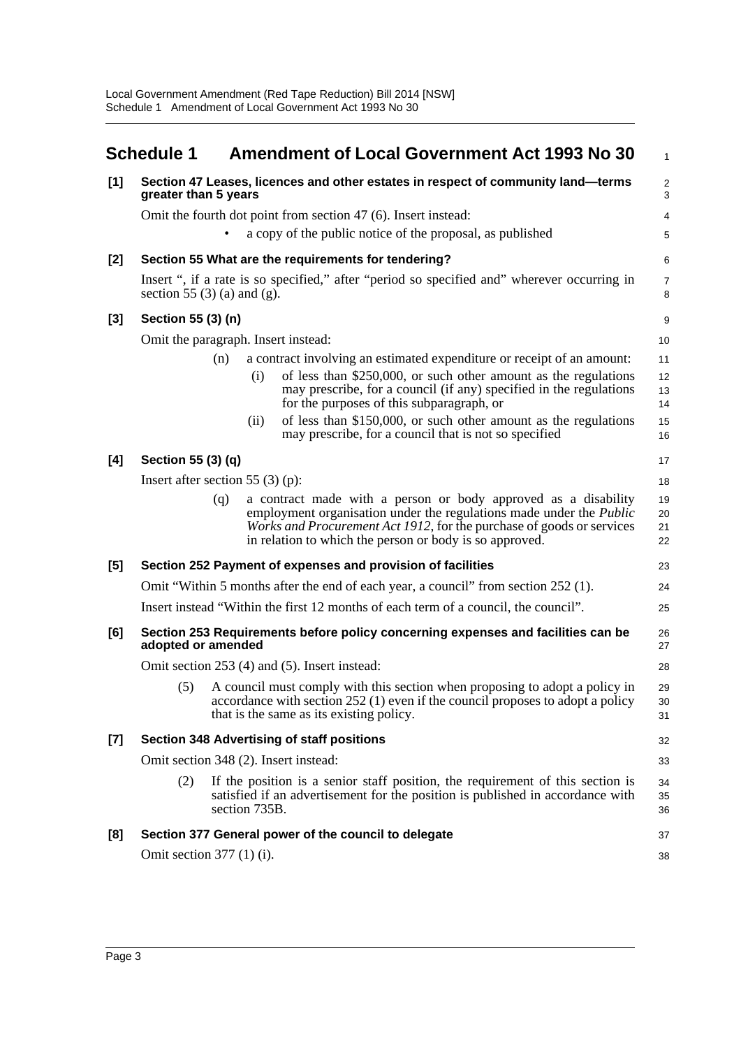# Schedule 1 Amendment of Local Government Act 1993 No 30

## [1] Section 47 Leases, licences and other estates in respect of community land—terms greater than 5 years

Omit the fourth dot point from section 47 (6). Insert instead:

- a copy of the public notice of the proposal, as published

## [2] Section 55 What are the requirements for tendering?

Insert ", if a rate is so specified," after "period so specified and" wherever occurring in section 55 (3) (a) and (g).

## [3] Section 55 (3) (n)

Omit the paragraph. Insert instead:

(n) a contract involving an estimated expenditure or receipt of an amount:

(i) of less than \$250,000, or such other amount as the regulations may prescribe, for a council (if any) specified in the regulations for the purposes of this subparagraph, or

(ii) of less than \$150,000, or such other amount as the regulations may prescribe, for a council that is not so specified

## [4] Section 55 (3) (q)

Insert after section 55 (3) (p):

(q) a contract made with a person or body approved as a disability employment organisation under the regulations made under the *Public Works and Procurement Act 1912*, for the purchase of goods or services in relation to which the person or body is so approved.

## [5] Section 252 Payment of expenses and provision of facilities

Omit "Within 5 months after the end of each year, a council" from section 252 (1).

Insert instead "Within the first 12 months of each term of a council, the council".

## [6] Section 253 Requirements before policy concerning expenses and facilities can be adopted or amended

Omit section 253 (4) and (5). Insert instead:

(5) A council must comply with this section when proposing to adopt a policy in accordance with section 252 (1) even if the council proposes to adopt a policy that is the same as its existing policy.

## [7] Section 348 Advertising of staff positions

Omit section 348 (2). Insert instead:

(2) If the position is a senior staff position, the requirement of this section is satisfied if an advertisement for the position is published in accordance with section 735B.

## [8] Section 377 General power of the council to delegate

Omit section 377 (1) (i).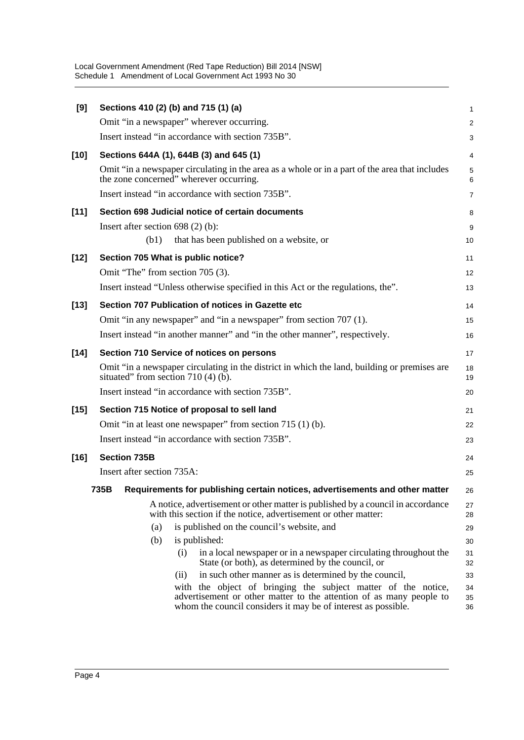**[9] Sections 410 (2) (b) and 715 (1) (a)**

Omit "in a newspaper" wherever occurring.

Insert instead "in accordance with section 735B".

**[10] Sections 644A (1), 644B (3) and 645 (1)**

Omit "in a newspaper circulating in the area as a whole or in a part of the area that includes the zone concerned" wherever occurring.

Insert instead "in accordance with section 735B".

**[11] Section 698 Judicial notice of certain documents**

Insert after section 698 (2) (b):

(b1) that has been published on a website, or

**[12] Section 705 What is public notice?**

Omit "The" from section 705 (3).

Insert instead "Unless otherwise specified in this Act or the regulations, the".

**[13] Section 707 Publication of notices in Gazette etc**

Omit "in any newspaper" and "in a newspaper" from section 707 (1).

Insert instead "in another manner" and "in the other manner", respectively.

**[14] Section 710 Service of notices on persons**

Omit "in a newspaper circulating in the district in which the land, building or premises are situated" from section 710 (4) (b).

Insert instead "in accordance with section 735B".

**[15] Section 715 Notice of proposal to sell land**

Omit "in at least one newspaper" from section 715 (1) (b).

Insert instead "in accordance with section 735B".

**[16] Section 735B**

Insert after section 735A:

**735B Requirements for publishing certain notices, advertisements and other matter**

A notice, advertisement or other matter is published by a council in accordance with this section if the notice, advertisement or other matter:

(a) is published on the council's website, and

(b) is published:

(i) in a local newspaper or in a newspaper circulating throughout the State (or both), as determined by the council, or

(ii) in such other manner as is determined by the council,

with the object of bringing the subject matter of the notice, advertisement or other matter to the attention of as many people to whom the council considers it may be of interest as possible.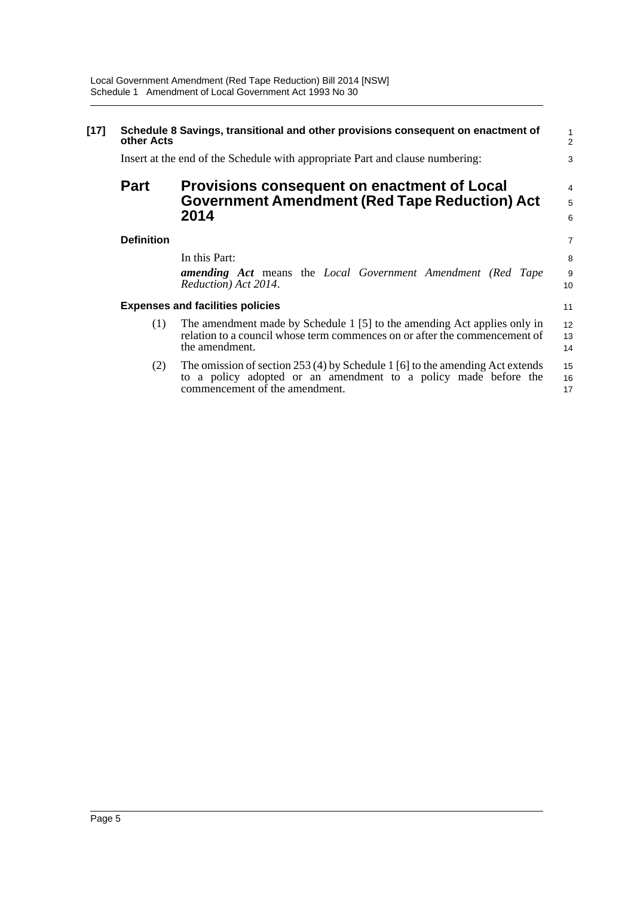**[17] Schedule 8 Savings, transitional and other provisions consequent on enactment of other Acts**

Insert at the end of the Schedule with appropriate Part and clause numbering:

## Part Provisions consequent on enactment of Local Government Amendment (Red Tape Reduction) Act 2014

**Definition**

In this Part:

***amending Act*** means the *Local Government Amendment (Red Tape Reduction) Act 2014*.

**Expenses and facilities policies**

(1) The amendment made by Schedule 1 [5] to the amending Act applies only in relation to a council whose term commences on or after the commencement of the amendment.

(2) The omission of section 253 (4) by Schedule 1 [6] to the amending Act extends to a policy adopted or an amendment to a policy made before the commencement of the amendment.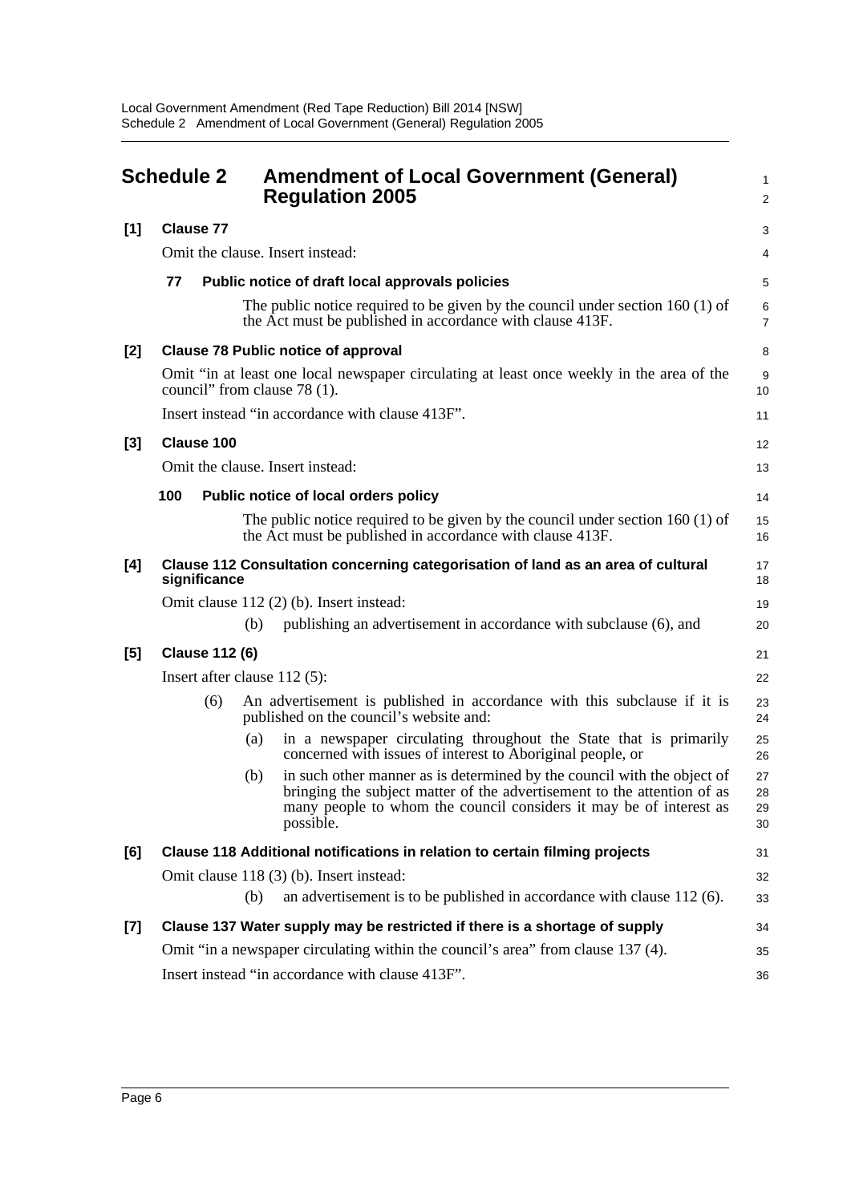## Schedule 2 Amendment of Local Government (General) Regulation 2005

**[1] Clause 77**

Omit the clause. Insert instead:

**77 Public notice of draft local approvals policies**

The public notice required to be given by the council under section 160 (1) of the Act must be published in accordance with clause 413F.

**[2] Clause 78 Public notice of approval**

Omit "in at least one local newspaper circulating at least once weekly in the area of the council" from clause 78 (1).

Insert instead "in accordance with clause 413F".

**[3] Clause 100**

Omit the clause. Insert instead:

**100 Public notice of local orders policy**

The public notice required to be given by the council under section 160 (1) of the Act must be published in accordance with clause 413F.

**[4] Clause 112 Consultation concerning categorisation of land as an area of cultural significance**

Omit clause 112 (2) (b). Insert instead:

(b) publishing an advertisement in accordance with subclause (6), and

**[5] Clause 112 (6)**

Insert after clause 112 (5):

(6) An advertisement is published in accordance with this subclause if it is published on the council's website and:

(a) in a newspaper circulating throughout the State that is primarily concerned with issues of interest to Aboriginal people, or

(b) in such other manner as is determined by the council with the object of bringing the subject matter of the advertisement to the attention of as many people to whom the council considers it may be of interest as possible.

**[6] Clause 118 Additional notifications in relation to certain filming projects**

Omit clause 118 (3) (b). Insert instead:

(b) an advertisement is to be published in accordance with clause 112 (6).

**[7] Clause 137 Water supply may be restricted if there is a shortage of supply**

Omit "in a newspaper circulating within the council's area" from clause 137 (4).

Insert instead "in accordance with clause 413F".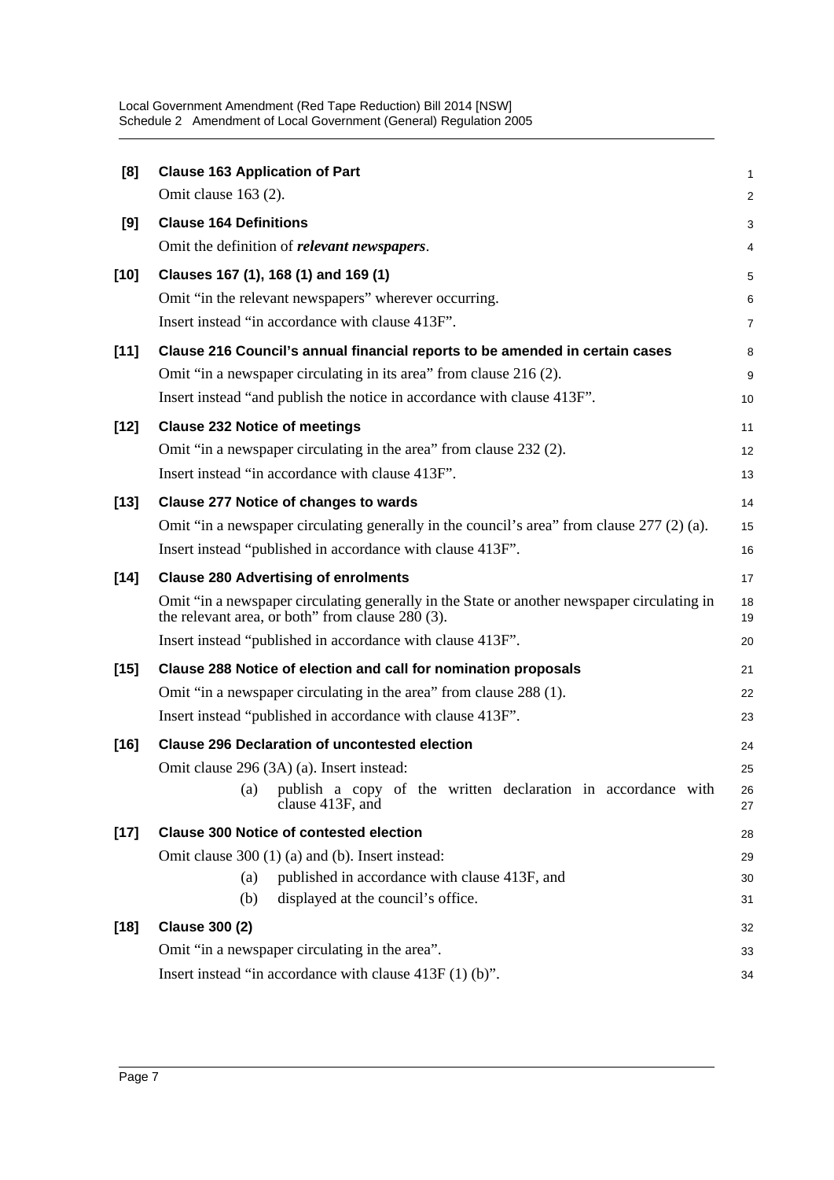**[8] Clause 163 Application of Part**

Omit clause 163 (2).

**[9] Clause 164 Definitions**

Omit the definition of ***relevant newspapers***.

**[10] Clauses 167 (1), 168 (1) and 169 (1)**

Omit "in the relevant newspapers" wherever occurring.

Insert instead "in accordance with clause 413F".

**[11] Clause 216 Council's annual financial reports to be amended in certain cases**

Omit "in a newspaper circulating in its area" from clause 216 (2).

Insert instead "and publish the notice in accordance with clause 413F".

**[12] Clause 232 Notice of meetings**

Omit "in a newspaper circulating in the area" from clause 232 (2).

Insert instead "in accordance with clause 413F".

**[13] Clause 277 Notice of changes to wards**

Omit "in a newspaper circulating generally in the council's area" from clause 277 (2) (a).

Insert instead "published in accordance with clause 413F".

**[14] Clause 280 Advertising of enrolments**

Omit "in a newspaper circulating generally in the State or another newspaper circulating in the relevant area, or both" from clause 280 (3).

Insert instead "published in accordance with clause 413F".

**[15] Clause 288 Notice of election and call for nomination proposals**

Omit "in a newspaper circulating in the area" from clause 288 (1).

Insert instead "published in accordance with clause 413F".

**[16] Clause 296 Declaration of uncontested election**

Omit clause 296 (3A) (a). Insert instead:

(a) publish a copy of the written declaration in accordance with clause 413F, and

**[17] Clause 300 Notice of contested election**

Omit clause 300 (1) (a) and (b). Insert instead:

(a) published in accordance with clause 413F, and

(b) displayed at the council's office.

**[18] Clause 300 (2)**

Omit "in a newspaper circulating in the area".

Insert instead "in accordance with clause 413F (1) (b)".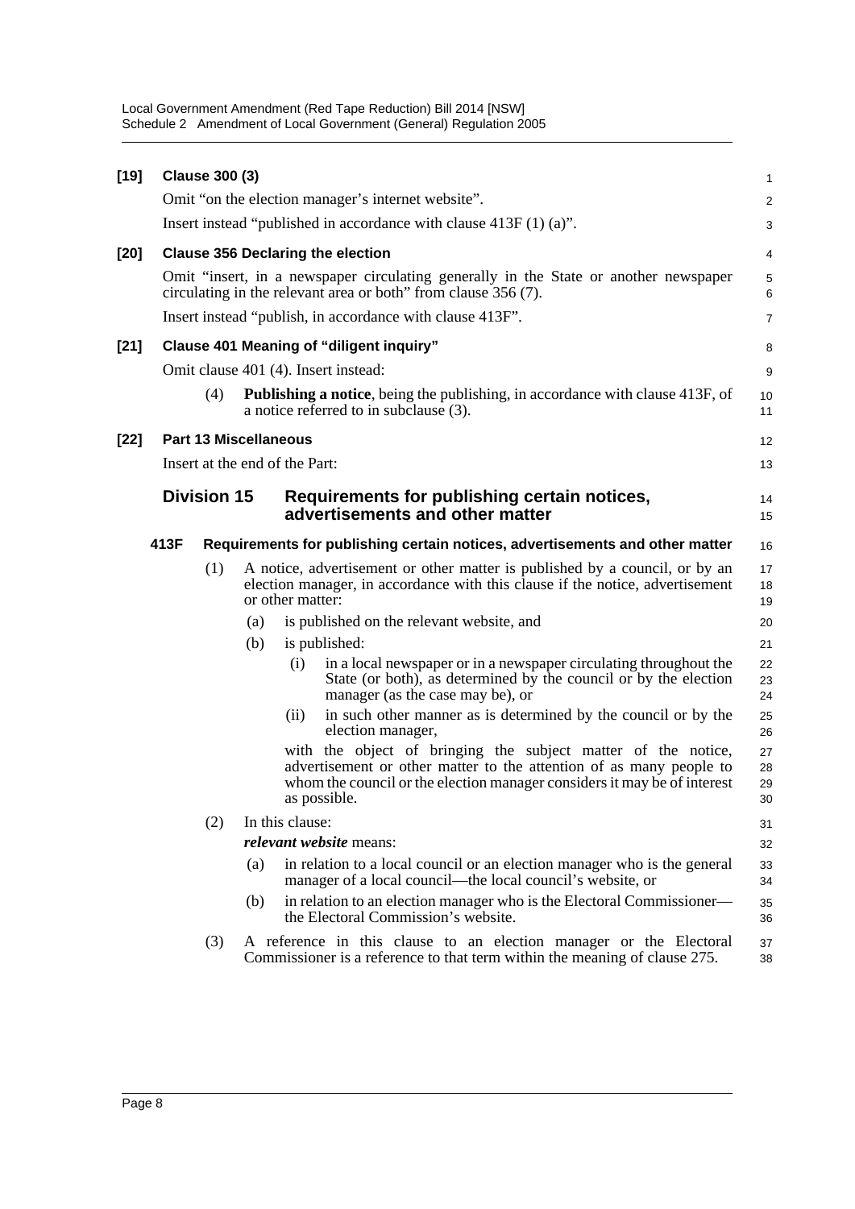**[19] Clause 300 (3)**

Omit "on the election manager's internet website".

Insert instead "published in accordance with clause 413F (1) (a)".

**[20] Clause 356 Declaring the election**

Omit "insert, in a newspaper circulating generally in the State or another newspaper circulating in the relevant area or both" from clause 356 (7).

Insert instead "publish, in accordance with clause 413F".

**[21] Clause 401 Meaning of "diligent inquiry"**

Omit clause 401 (4). Insert instead:

(4) **Publishing a notice**, being the publishing, in accordance with clause 413F, of a notice referred to in subclause (3).

**[22] Part 13 Miscellaneous**

Insert at the end of the Part:

## Division 15 Requirements for publishing certain notices, advertisements and other matter

**413F Requirements for publishing certain notices, advertisements and other matter**

(1) A notice, advertisement or other matter is published by a council, or by an election manager, in accordance with this clause if the notice, advertisement or other matter:

(a) is published on the relevant website, and

(b) is published:

(i) in a local newspaper or in a newspaper circulating throughout the State (or both), as determined by the council or by the election manager (as the case may be), or

(ii) in such other manner as is determined by the council or by the election manager,

with the object of bringing the subject matter of the notice, advertisement or other matter to the attention of as many people to whom the council or the election manager considers it may be of interest as possible.

(2) In this clause:

***relevant website*** means:

(a) in relation to a local council or an election manager who is the general manager of a local council—the local council's website, or

(b) in relation to an election manager who is the Electoral Commissioner—the Electoral Commission's website.

(3) A reference in this clause to an election manager or the Electoral Commissioner is a reference to that term within the meaning of clause 275.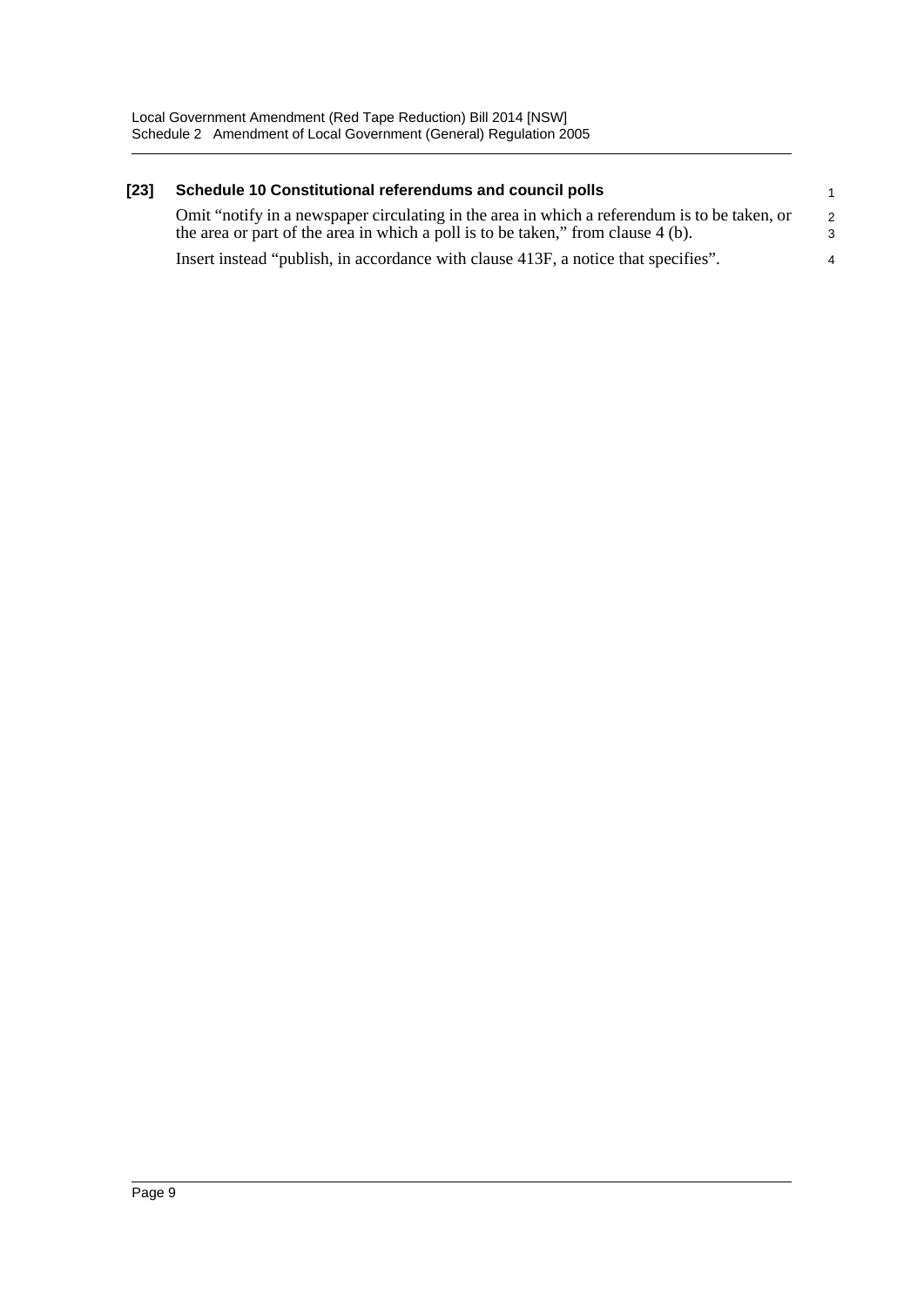**[23] Schedule 10 Constitutional referendums and council polls**

Omit "notify in a newspaper circulating in the area in which a referendum is to be taken, or the area or part of the area in which a poll is to be taken," from clause 4 (b).

Insert instead "publish, in accordance with clause 413F, a notice that specifies".